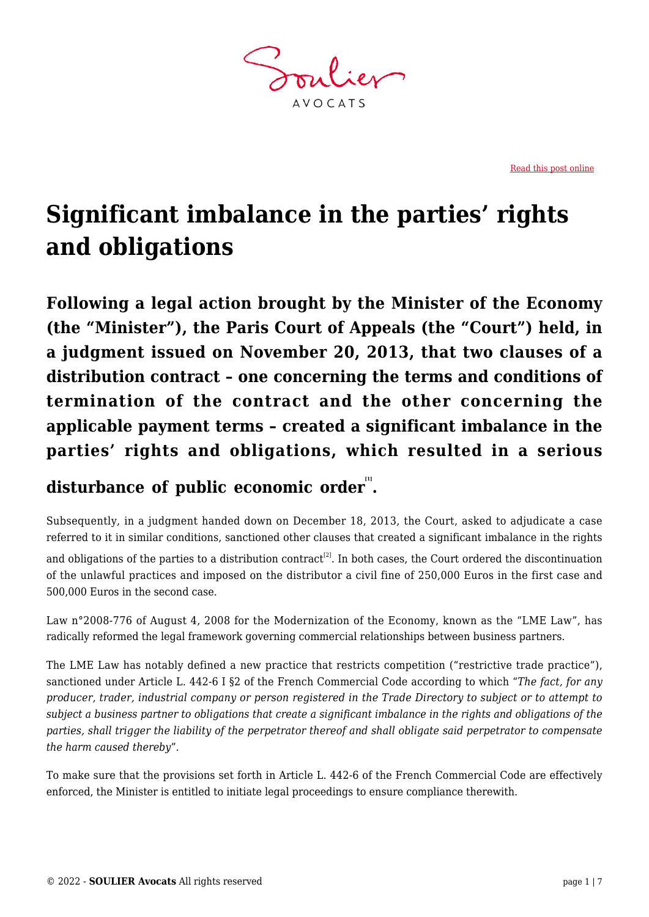Read this post online

# Significant imbalance in the parties' rights and obligations

## Following a legal action brought by the Minister of the Economy (the "Minister"), the Paris Court of Appeals (the "Court") held, in a judgment issued on November 20, 2013, that two clauses of a distribution contract – one concerning the terms and conditions of termination of the contract and the other concerning the applicable payment terms – created a significant imbalance in the parties' rights and obligations, which resulted in a serious disturbance of public economic order[1].

Subsequently, in a judgment handed down on December 18, 2013, the Court, asked to adjudicate a case referred to it in similar conditions, sanctioned other clauses that created a significant imbalance in the rights and obligations of the parties to a distribution contract[2]. In both cases, the Court ordered the discontinuation of the unlawful practices and imposed on the distributor a civil fine of 250,000 Euros in the first case and 500,000 Euros in the second case.

Law n°2008-776 of August 4, 2008 for the Modernization of the Economy, known as the "LME Law", has radically reformed the legal framework governing commercial relationships between business partners.

The LME Law has notably defined a new practice that restricts competition ("restrictive trade practice"), sanctioned under Article L. 442-6 I §2 of the French Commercial Code according to which "*The fact, for any producer, trader, industrial company or person registered in the Trade Directory to subject or to attempt to subject a business partner to obligations that create a significant imbalance in the rights and obligations of the parties, shall trigger the liability of the perpetrator thereof and shall obligate said perpetrator to compensate the harm caused thereby*".

To make sure that the provisions set forth in Article L. 442-6 of the French Commercial Code are effectively enforced, the Minister is entitled to initiate legal proceedings to ensure compliance therewith.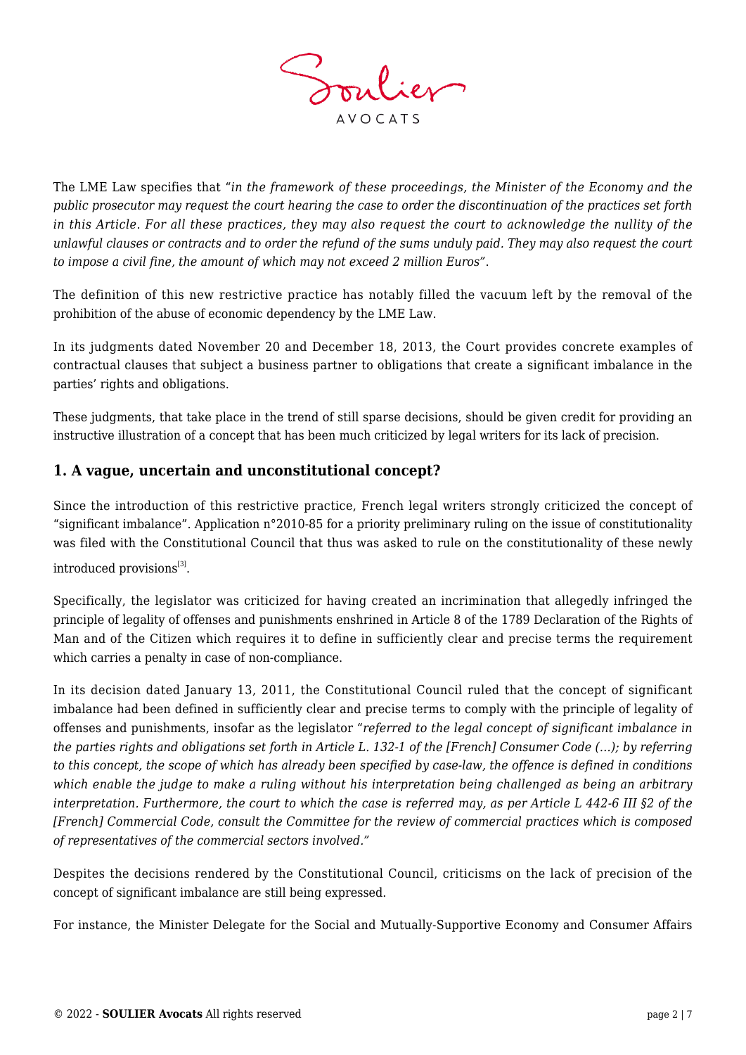The LME Law specifies that "*in the framework of these proceedings, the Minister of the Economy and the public prosecutor may request the court hearing the case to order the discontinuation of the practices set forth in this Article. For all these practices, they may also request the court to acknowledge the nullity of the unlawful clauses or contracts and to order the refund of the sums unduly paid. They may also request the court to impose a civil fine, the amount of which may not exceed 2 million Euros*".

The definition of this new restrictive practice has notably filled the vacuum left by the removal of the prohibition of the abuse of economic dependency by the LME Law.

In its judgments dated November 20 and December 18, 2013, the Court provides concrete examples of contractual clauses that subject a business partner to obligations that create a significant imbalance in the parties' rights and obligations.

These judgments, that take place in the trend of still sparse decisions, should be given credit for providing an instructive illustration of a concept that has been much criticized by legal writers for its lack of precision.

## 1. A vague, uncertain and unconstitutional concept?

Since the introduction of this restrictive practice, French legal writers strongly criticized the concept of "significant imbalance". Application n°2010-85 for a priority preliminary ruling on the issue of constitutionality was filed with the Constitutional Council that thus was asked to rule on the constitutionality of these newly introduced provisions[3].

Specifically, the legislator was criticized for having created an incrimination that allegedly infringed the principle of legality of offenses and punishments enshrined in Article 8 of the 1789 Declaration of the Rights of Man and of the Citizen which requires it to define in sufficiently clear and precise terms the requirement which carries a penalty in case of non-compliance.

In its decision dated January 13, 2011, the Constitutional Council ruled that the concept of significant imbalance had been defined in sufficiently clear and precise terms to comply with the principle of legality of offenses and punishments, insofar as the legislator "*referred to the legal concept of significant imbalance in the parties rights and obligations set forth in Article L. 132-1 of the [French] Consumer Code (…); by referring to this concept, the scope of which has already been specified by case-law, the offence is defined in conditions which enable the judge to make a ruling without his interpretation being challenged as being an arbitrary interpretation. Furthermore, the court to which the case is referred may, as per Article L 442-6 III §2 of the [French] Commercial Code, consult the Committee for the review of commercial practices which is composed of representatives of the commercial sectors involved.*"

Despites the decisions rendered by the Constitutional Council, criticisms on the lack of precision of the concept of significant imbalance are still being expressed.

For instance, the Minister Delegate for the Social and Mutually-Supportive Economy and Consumer Affairs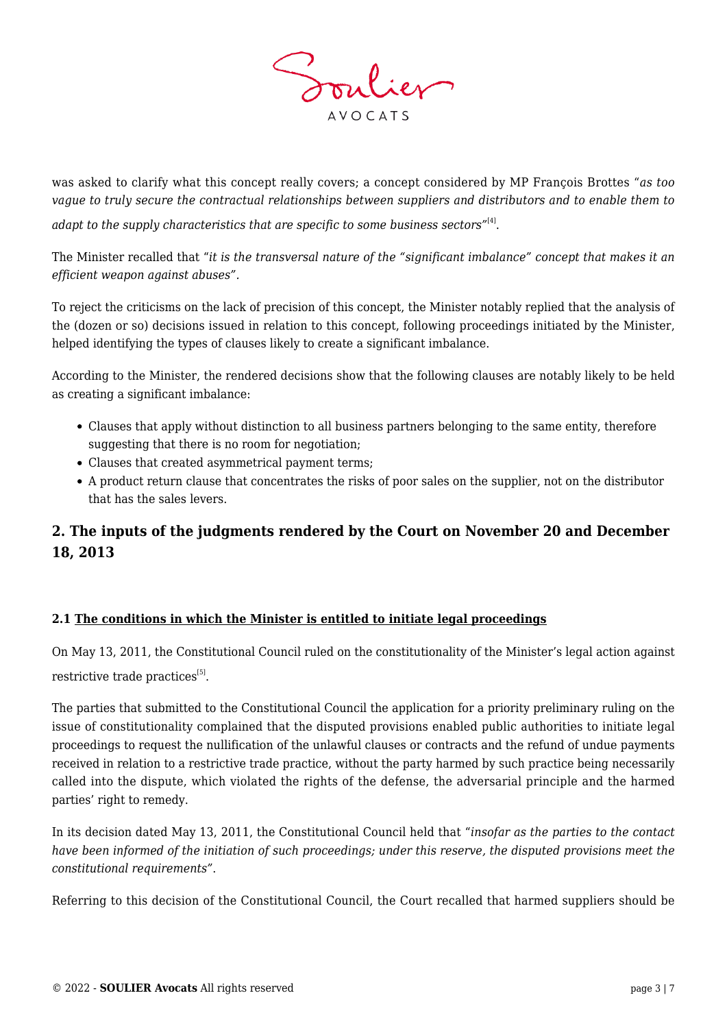was asked to clarify what this concept really covers; a concept considered by MP François Brottes "*as too vague to truly secure the contractual relationships between suppliers and distributors and to enable them to adapt to the supply characteristics that are specific to some business sectors*"[4].

The Minister recalled that "*it is the transversal nature of the "significant imbalance" concept that makes it an efficient weapon against abuses*".

To reject the criticisms on the lack of precision of this concept, the Minister notably replied that the analysis of the (dozen or so) decisions issued in relation to this concept, following proceedings initiated by the Minister, helped identifying the types of clauses likely to create a significant imbalance.

According to the Minister, the rendered decisions show that the following clauses are notably likely to be held as creating a significant imbalance:

- Clauses that apply without distinction to all business partners belonging to the same entity, therefore suggesting that there is no room for negotiation;
- Clauses that created asymmetrical payment terms;
- A product return clause that concentrates the risks of poor sales on the supplier, not on the distributor that has the sales levers.

## 2. The inputs of the judgments rendered by the Court on November 20 and December 18, 2013

#### 2.1 The conditions in which the Minister is entitled to initiate legal proceedings

On May 13, 2011, the Constitutional Council ruled on the constitutionality of the Minister's legal action against restrictive trade practices[5].

The parties that submitted to the Constitutional Council the application for a priority preliminary ruling on the issue of constitutionality complained that the disputed provisions enabled public authorities to initiate legal proceedings to request the nullification of the unlawful clauses or contracts and the refund of undue payments received in relation to a restrictive trade practice, without the party harmed by such practice being necessarily called into the dispute, which violated the rights of the defense, the adversarial principle and the harmed parties' right to remedy.

In its decision dated May 13, 2011, the Constitutional Council held that "*insofar as the parties to the contact have been informed of the initiation of such proceedings; under this reserve, the disputed provisions meet the constitutional requirements*".

Referring to this decision of the Constitutional Council, the Court recalled that harmed suppliers should be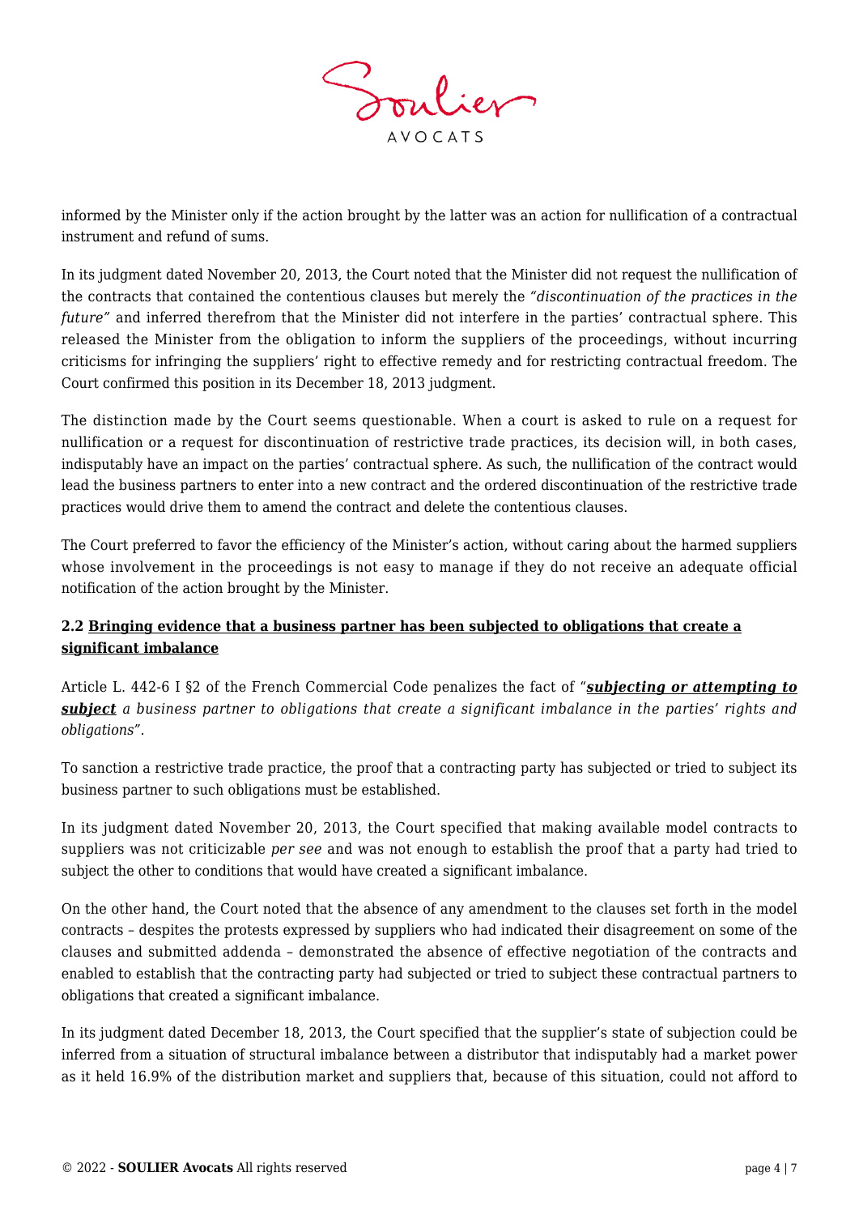informed by the Minister only if the action brought by the latter was an action for nullification of a contractual instrument and refund of sums.

In its judgment dated November 20, 2013, the Court noted that the Minister did not request the nullification of the contracts that contained the contentious clauses but merely the *"discontinuation of the practices in the future"* and inferred therefrom that the Minister did not interfere in the parties' contractual sphere. This released the Minister from the obligation to inform the suppliers of the proceedings, without incurring criticisms for infringing the suppliers' right to effective remedy and for restricting contractual freedom. The Court confirmed this position in its December 18, 2013 judgment.

The distinction made by the Court seems questionable. When a court is asked to rule on a request for nullification or a request for discontinuation of restrictive trade practices, its decision will, in both cases, indisputably have an impact on the parties' contractual sphere. As such, the nullification of the contract would lead the business partners to enter into a new contract and the ordered discontinuation of the restrictive trade practices would drive them to amend the contract and delete the contentious clauses.

The Court preferred to favor the efficiency of the Minister's action, without caring about the harmed suppliers whose involvement in the proceedings is not easy to manage if they do not receive an adequate official notification of the action brought by the Minister.

### 2.2 Bringing evidence that a business partner has been subjected to obligations that create a significant imbalance

Article L. 442-6 I §2 of the French Commercial Code penalizes the fact of "***subjecting or attempting to subject*** *a business partner to obligations that create a significant imbalance in the parties' rights and obligations*".

To sanction a restrictive trade practice, the proof that a contracting party has subjected or tried to subject its business partner to such obligations must be established.

In its judgment dated November 20, 2013, the Court specified that making available model contracts to suppliers was not criticizable *per see* and was not enough to establish the proof that a party had tried to subject the other to conditions that would have created a significant imbalance.

On the other hand, the Court noted that the absence of any amendment to the clauses set forth in the model contracts – despites the protests expressed by suppliers who had indicated their disagreement on some of the clauses and submitted addenda – demonstrated the absence of effective negotiation of the contracts and enabled to establish that the contracting party had subjected or tried to subject these contractual partners to obligations that created a significant imbalance.

In its judgment dated December 18, 2013, the Court specified that the supplier's state of subjection could be inferred from a situation of structural imbalance between a distributor that indisputably had a market power as it held 16.9% of the distribution market and suppliers that, because of this situation, could not afford to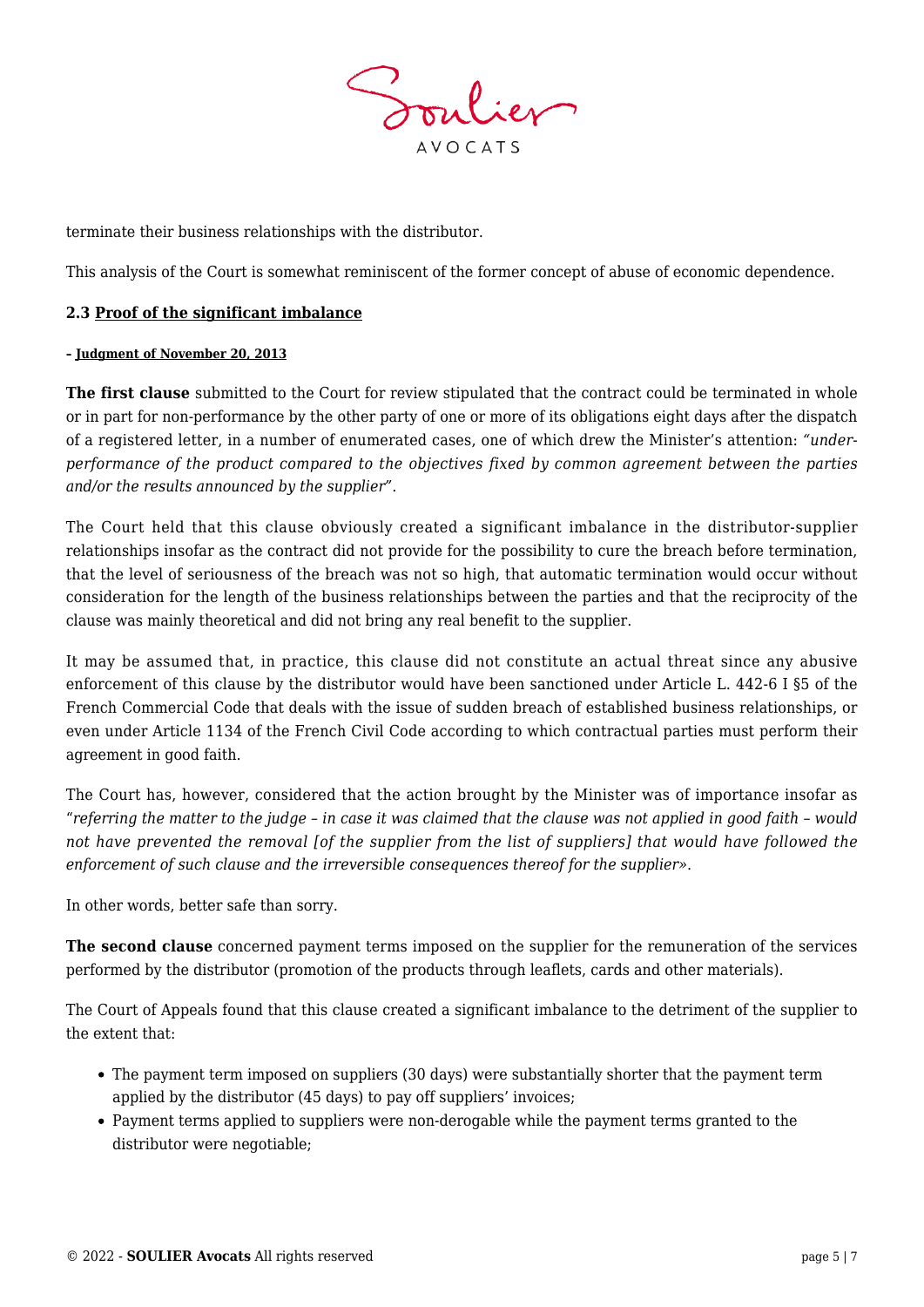terminate their business relationships with the distributor.

This analysis of the Court is somewhat reminiscent of the former concept of abuse of economic dependence.

### 2.3 <u>Proof of the significant imbalance</u>

**– <u>Judgment of November 20, 2013</u>**

**The first clause** submitted to the Court for review stipulated that the contract could be terminated in whole or in part for non-performance by the other party of one or more of its obligations eight days after the dispatch of a registered letter, in a number of enumerated cases, one of which drew the Minister's attention: *"under-performance of the product compared to the objectives fixed by common agreement between the parties and/or the results announced by the supplier"*.

The Court held that this clause obviously created a significant imbalance in the distributor-supplier relationships insofar as the contract did not provide for the possibility to cure the breach before termination, that the level of seriousness of the breach was not so high, that automatic termination would occur without consideration for the length of the business relationships between the parties and that the reciprocity of the clause was mainly theoretical and did not bring any real benefit to the supplier.

It may be assumed that, in practice, this clause did not constitute an actual threat since any abusive enforcement of this clause by the distributor would have been sanctioned under Article L. 442-6 I §5 of the French Commercial Code that deals with the issue of sudden breach of established business relationships, or even under Article 1134 of the French Civil Code according to which contractual parties must perform their agreement in good faith.

The Court has, however, considered that the action brought by the Minister was of importance insofar as "*referring the matter to the judge – in case it was claimed that the clause was not applied in good faith – would not have prevented the removal [of the supplier from the list of suppliers] that would have followed the enforcement of such clause and the irreversible consequences thereof for the supplier*».

In other words, better safe than sorry.

**The second clause** concerned payment terms imposed on the supplier for the remuneration of the services performed by the distributor (promotion of the products through leaflets, cards and other materials).

The Court of Appeals found that this clause created a significant imbalance to the detriment of the supplier to the extent that:

- The payment term imposed on suppliers (30 days) were substantially shorter that the payment term applied by the distributor (45 days) to pay off suppliers' invoices;
- Payment terms applied to suppliers were non-derogable while the payment terms granted to the distributor were negotiable;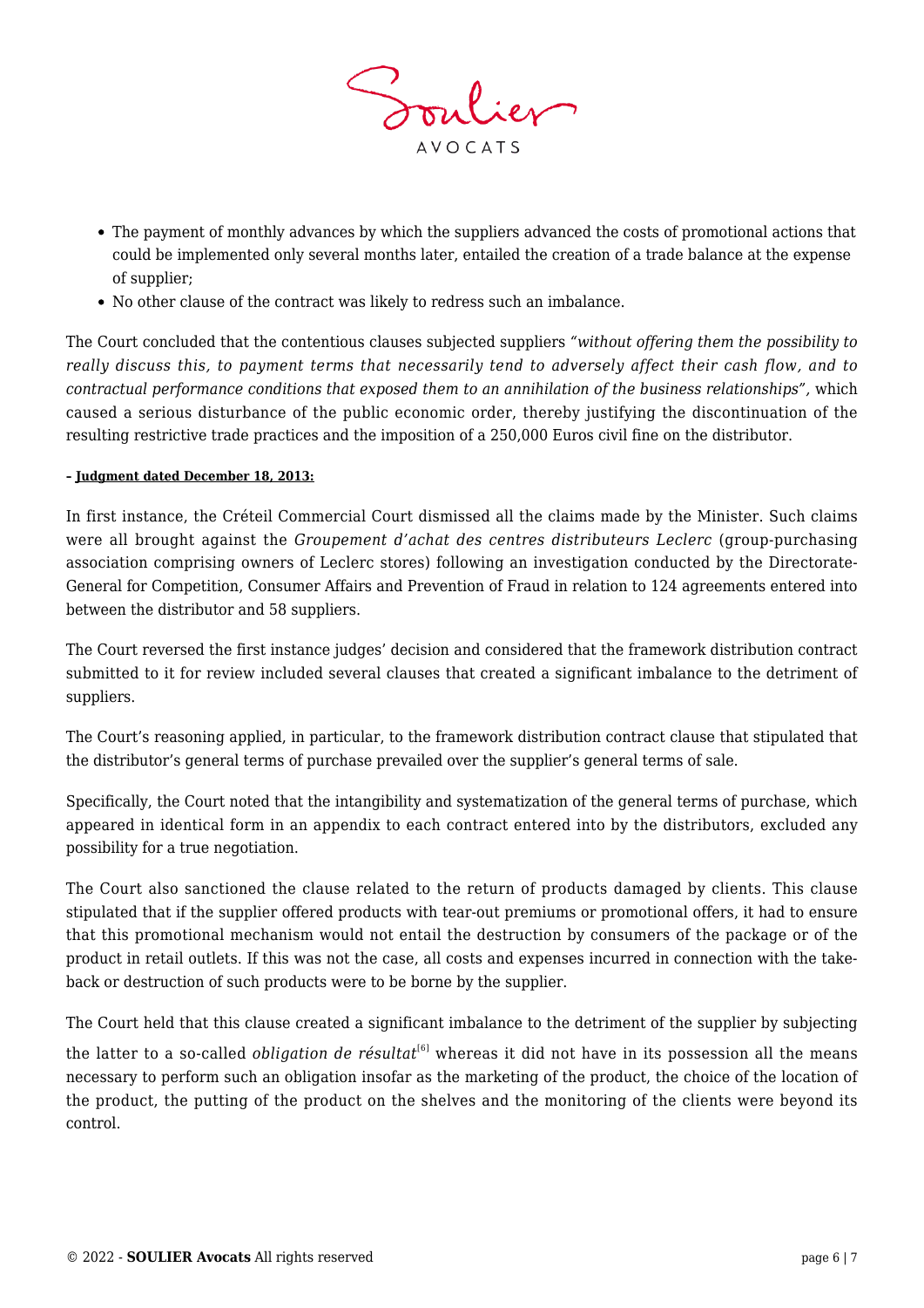- The payment of monthly advances by which the suppliers advanced the costs of promotional actions that could be implemented only several months later, entailed the creation of a trade balance at the expense of supplier;
- No other clause of the contract was likely to redress such an imbalance.

The Court concluded that the contentious clauses subjected suppliers *"without offering them the possibility to really discuss this, to payment terms that necessarily tend to adversely affect their cash flow, and to contractual performance conditions that exposed them to an annihilation of the business relationships",* which caused a serious disturbance of the public economic order, thereby justifying the discontinuation of the resulting restrictive trade practices and the imposition of a 250,000 Euros civil fine on the distributor.

**– Judgment dated December 18, 2013:**

In first instance, the Créteil Commercial Court dismissed all the claims made by the Minister. Such claims were all brought against the *Groupement d'achat des centres distributeurs Leclerc* (group-purchasing association comprising owners of Leclerc stores) following an investigation conducted by the Directorate-General for Competition, Consumer Affairs and Prevention of Fraud in relation to 124 agreements entered into between the distributor and 58 suppliers.

The Court reversed the first instance judges' decision and considered that the framework distribution contract submitted to it for review included several clauses that created a significant imbalance to the detriment of suppliers.

The Court's reasoning applied, in particular, to the framework distribution contract clause that stipulated that the distributor's general terms of purchase prevailed over the supplier's general terms of sale.

Specifically, the Court noted that the intangibility and systematization of the general terms of purchase, which appeared in identical form in an appendix to each contract entered into by the distributors, excluded any possibility for a true negotiation.

The Court also sanctioned the clause related to the return of products damaged by clients. This clause stipulated that if the supplier offered products with tear-out premiums or promotional offers, it had to ensure that this promotional mechanism would not entail the destruction by consumers of the package or of the product in retail outlets. If this was not the case, all costs and expenses incurred in connection with the take-back or destruction of such products were to be borne by the supplier.

The Court held that this clause created a significant imbalance to the detriment of the supplier by subjecting the latter to a so-called *obligation de résultat*[6] whereas it did not have in its possession all the means necessary to perform such an obligation insofar as the marketing of the product, the choice of the location of the product, the putting of the product on the shelves and the monitoring of the clients were beyond its control.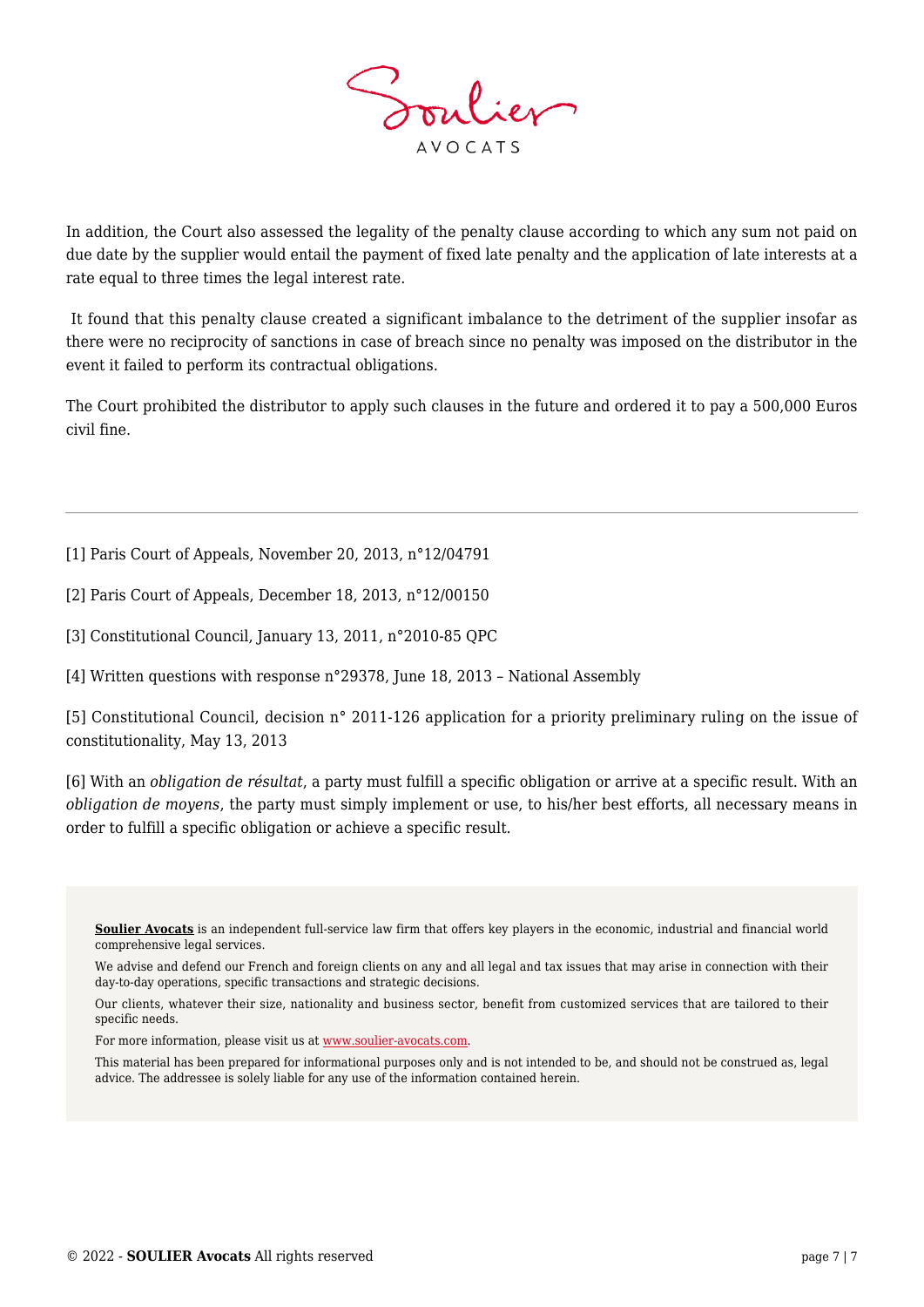In addition, the Court also assessed the legality of the penalty clause according to which any sum not paid on due date by the supplier would entail the payment of fixed late penalty and the application of late interests at a rate equal to three times the legal interest rate.

It found that this penalty clause created a significant imbalance to the detriment of the supplier insofar as there were no reciprocity of sanctions in case of breach since no penalty was imposed on the distributor in the event it failed to perform its contractual obligations.

The Court prohibited the distributor to apply such clauses in the future and ordered it to pay a 500,000 Euros civil fine.

---

[1] Paris Court of Appeals, November 20, 2013, n°12/04791

[2] Paris Court of Appeals, December 18, 2013, n°12/00150

[3] Constitutional Council, January 13, 2011, n°2010-85 QPC

[4] Written questions with response n°29378, June 18, 2013 – National Assembly

[5] Constitutional Council, decision n° 2011-126 application for a priority preliminary ruling on the issue of constitutionality, May 13, 2013

[6] With an *obligation de résultat*, a party must fulfill a specific obligation or arrive at a specific result. With an *obligation de moyens*, the party must simply implement or use, to his/her best efforts, all necessary means in order to fulfill a specific obligation or achieve a specific result.

**Soulier Avocats** is an independent full-service law firm that offers key players in the economic, industrial and financial world comprehensive legal services.

We advise and defend our French and foreign clients on any and all legal and tax issues that may arise in connection with their day-to-day operations, specific transactions and strategic decisions.

Our clients, whatever their size, nationality and business sector, benefit from customized services that are tailored to their specific needs.

For more information, please visit us at www.soulier-avocats.com.

This material has been prepared for informational purposes only and is not intended to be, and should not be construed as, legal advice. The addressee is solely liable for any use of the information contained herein.